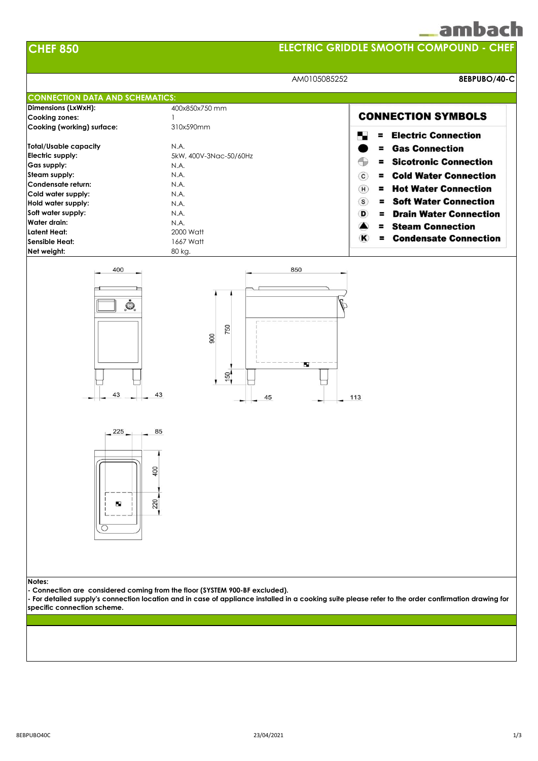# CHEF 850

## ELECTRIC GRIDDLE SMOOTH COMPOUND - CHEF

AM0105085252 **8EBPUBO/40-C**

## CONNECTION DATA AND SCHEMATICS:

| | |
|---|---|
| **Dimensions (LxWxH):** | 400x850x750 mm |
| **Cooking zones:** | 1 |
| **Cooking (working) surface:** | 310x590mm |
| **Total/Usable capacity** | N.A. |
| **Electric supply:** | 5kW, 400V-3Nac-50/60Hz |
| **Gas supply:** | N.A. |
| **Steam supply:** | N.A. |
| **Condensate return:** | N.A. |
| **Cold water supply:** | N.A. |
| **Hold water supply:** | N.A. |
| **Soft water supply:** | N.A. |
| **Water drain:** | N.A. |
| **Latent Heat:** | 2000 Watt |
| **Sensible Heat:** | 1667 Watt |
| **Net weight:** | 80 kg. |

### CONNECTION SYMBOLS

- = **Electric Connection**
- = **Gas Connection**
- = **Sicotronic Connection**
- C = **Cold Water Connection**
- H = **Hot Water Connection**
- S = **Soft Water Connection**
- D = **Drain Water Connection**
- = **Steam Connection**
- K = **Condensate Connection**

400
43
43
850
900
750
150
45
113
225
85
400
220

**Notes:**
**- Connection are considered coming from the floor (SYSTEM 900-BF excluded).**
**- For detailed supply's connection location and in case of appliance installed in a cooking suite please refer to the order confirmation drawing for specific connection scheme.**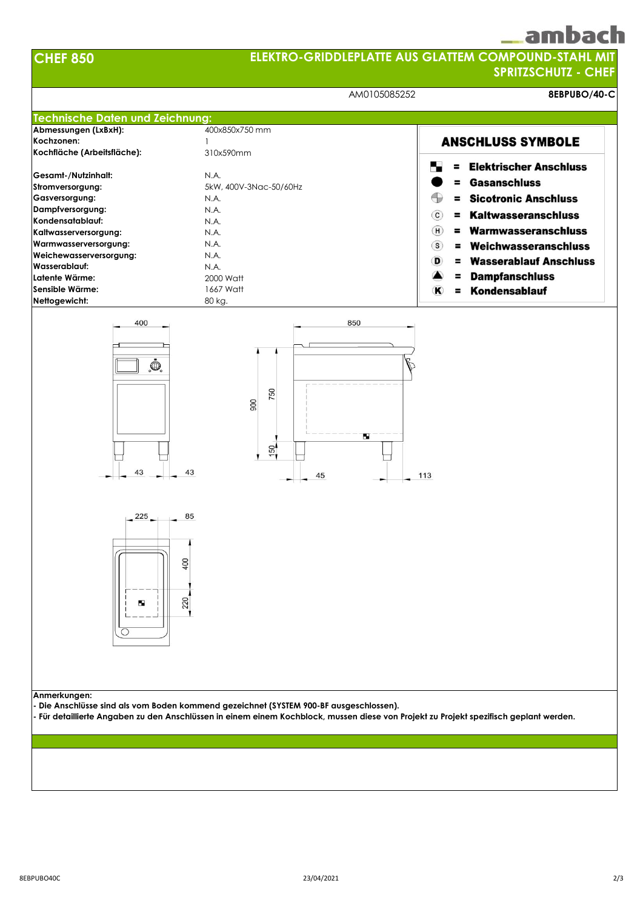ambach

# CHEF 850

## ELEKTRO-GRIDDLEPLATTE AUS GLATTEM COMPOUND-STAHL MIT SPRITZSCHUTZ - CHEF

AM0105085252 **8EBPUBO/40-C**

## Technische Daten und Zeichnung:

| | |
|---|---|
| **Abmessungen (LxBxH):** | 400x850x750 mm |
| **Kochzonen:** | 1 |
| **Kochfläche (Arbeitsfläche):** | 310x590mm |
| **Gesamt-/Nutzinhalt:** | N.A. |
| **Stromversorgung:** | 5kW, 400V-3Nac-50/60Hz |
| **Gasversorgung:** | N.A. |
| **Dampfversorgung:** | N.A. |
| **Kondensatablauf:** | N.A. |
| **Kaltwasserversorgung:** | N.A. |
| **Warmwasserversorgung:** | N.A. |
| **Weichewasserversorgung:** | N.A. |
| **Wasserablauf:** | N.A. |
| **Latente Wärme:** | 2000 Watt |
| **Sensible Wärme:** | 1667 Watt |
| **Nettogewicht:** | 80 kg. |

### ANSCHLUSS SYMBOLE

- = **Elektrischer Anschluss**
- = **Gasanschluss**
- = **Sicotronic Anschluss**
- (C) = **Kaltwasseranschluss**
- (H) = **Warmwasseranschluss**
- (S) = **Weichwasseranschluss**
- (D) = **Wasserablauf Anschluss**
- = **Dampfanschluss**
- (K) = **Kondensablauf**

400
43
43
850
900
750
150
45
113
225
85
400
220

**Anmerkungen:**

- **Die Anschlüsse sind als vom Boden kommend gezeichnet (SYSTEM 900-BF ausgeschlossen).**
- **Für detaillierte Angaben zu den Anschlüssen in einem einem Kochblock, mussen diese von Projekt zu Projekt spezifisch geplant werden.**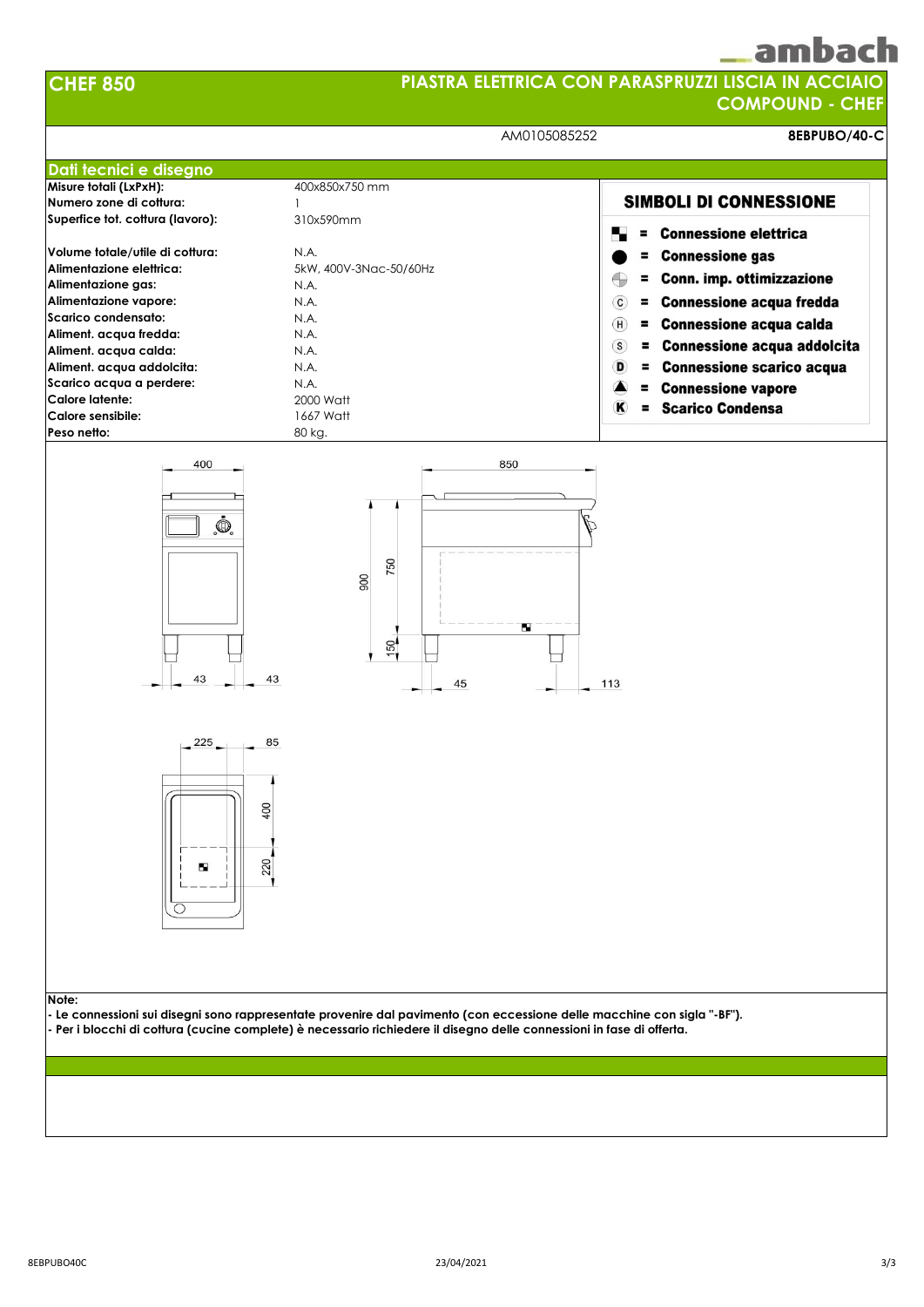ambach

# CHEF 850

## PIASTRA ELETTRICA CON PARASPRUZZI LISCIA IN ACCIAIO COMPOUND - CHEF

AM0105085252 **8EBPUBO/40-C**

## Dati tecnici e disegno

| | |
|---|---|
| **Misure totali (LxPxH):** | 400x850x750 mm |
| **Numero zone di cottura:** | 1 |
| **Superfice tot. cottura (lavoro):** | 310x590mm |
| **Volume totale/utile di cottura:** | N.A. |
| **Alimentazione elettrica:** | 5kW, 400V-3Nac-50/60Hz |
| **Alimentazione gas:** | N.A. |
| **Alimentazione vapore:** | N.A. |
| **Scarico condensato:** | N.A. |
| **Aliment. acqua fredda:** | N.A. |
| **Aliment. acqua calda:** | N.A. |
| **Aliment. acqua addolcita:** | N.A. |
| **Scarico acqua a perdere:** | N.A. |
| **Calore latente:** | 2000 Watt |
| **Calore sensibile:** | 1667 Watt |
| **Peso netto:** | 80 kg. |

### SIMBOLI DI CONNESSIONE

- = **Connessione elettrica**
- = **Connessione gas**
- = **Conn. imp. ottimizzazione**
- C = **Connessione acqua fredda**
- H = **Connessione acqua calda**
- S = **Connessione acqua addolcita**
- D = **Connessione scarico acqua**
- = **Connessione vapore**
- K = **Scarico Condensa**

400
43
43
850
900
750
150
45
113
225
85
400
220

**Note:**
- **Le connessioni sui disegni sono rappresentate provenire dal pavimento (con eccessione delle macchine con sigla "-BF").**
- **Per i blocchi di cottura (cucine complete) è necessario richiedere il disegno delle connessioni in fase di offerta.**

8EBPUBO40C 23/04/2021